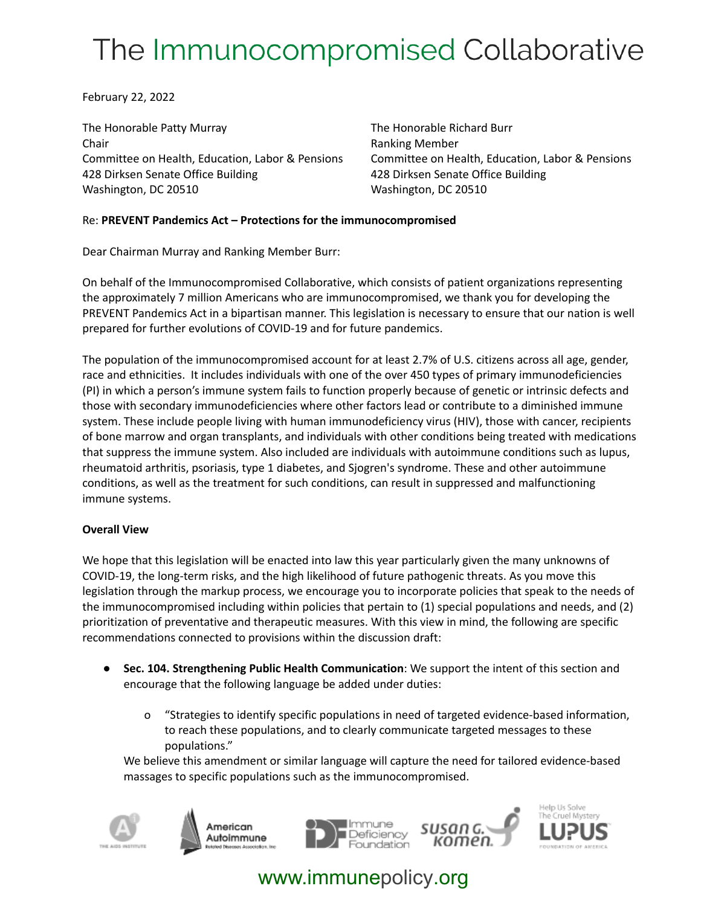# The Immunocompromised Collaborative

February 22, 2022

The Honorable Patty Murray
Chair
Committee on Health, Education, Labor & Pensions
428 Dirksen Senate Office Building
Washington, DC 20510

The Honorable Richard Burr
Ranking Member
Committee on Health, Education, Labor & Pensions
428 Dirksen Senate Office Building
Washington, DC 20510

Re: **PREVENT Pandemics Act – Protections for the immunocompromised**

Dear Chairman Murray and Ranking Member Burr:

On behalf of the Immunocompromised Collaborative, which consists of patient organizations representing the approximately 7 million Americans who are immunocompromised, we thank you for developing the PREVENT Pandemics Act in a bipartisan manner. This legislation is necessary to ensure that our nation is well prepared for further evolutions of COVID-19 and for future pandemics.

The population of the immunocompromised account for at least 2.7% of U.S. citizens across all age, gender, race and ethnicities. It includes individuals with one of the over 450 types of primary immunodeficiencies (PI) in which a person's immune system fails to function properly because of genetic or intrinsic defects and those with secondary immunodeficiencies where other factors lead or contribute to a diminished immune system. These include people living with human immunodeficiency virus (HIV), those with cancer, recipients of bone marrow and organ transplants, and individuals with other conditions being treated with medications that suppress the immune system. Also included are individuals with autoimmune conditions such as lupus, rheumatoid arthritis, psoriasis, type 1 diabetes, and Sjogren's syndrome. These and other autoimmune conditions, as well as the treatment for such conditions, can result in suppressed and malfunctioning immune systems.

**Overall View**

We hope that this legislation will be enacted into law this year particularly given the many unknowns of COVID-19, the long-term risks, and the high likelihood of future pathogenic threats. As you move this legislation through the markup process, we encourage you to incorporate policies that speak to the needs of the immunocompromised including within policies that pertain to (1) special populations and needs, and (2) prioritization of preventative and therapeutic measures. With this view in mind, the following are specific recommendations connected to provisions within the discussion draft:

- **Sec. 104. Strengthening Public Health Communication**: We support the intent of this section and encourage that the following language be added under duties:
    - "Strategies to identify specific populations in need of targeted evidence-based information, to reach these populations, and to clearly communicate targeted messages to these populations."

  We believe this amendment or similar language will capture the need for tailored evidence-based massages to specific populations such as the immunocompromised.

www.immunepolicy.org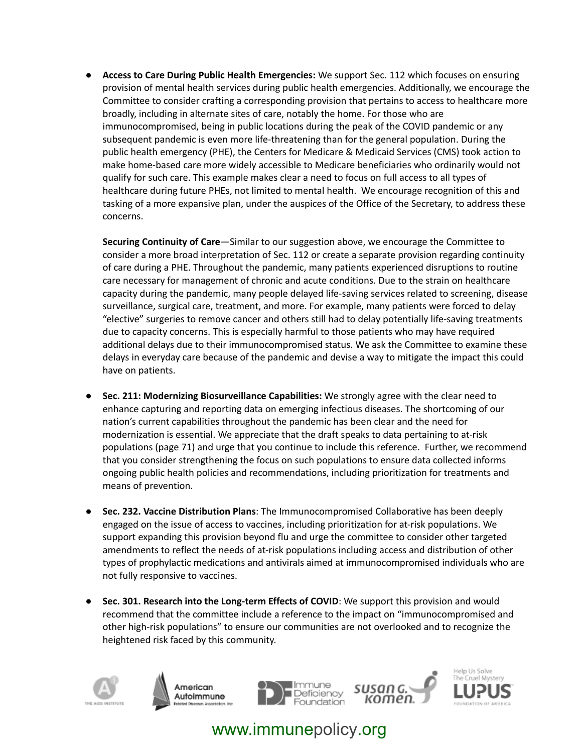- **Access to Care During Public Health Emergencies:** We support Sec. 112 which focuses on ensuring provision of mental health services during public health emergencies. Additionally, we encourage the Committee to consider crafting a corresponding provision that pertains to access to healthcare more broadly, including in alternate sites of care, notably the home. For those who are immunocompromised, being in public locations during the peak of the COVID pandemic or any subsequent pandemic is even more life-threatening than for the general population. During the public health emergency (PHE), the Centers for Medicare & Medicaid Services (CMS) took action to make home-based care more widely accessible to Medicare beneficiaries who ordinarily would not qualify for such care. This example makes clear a need to focus on full access to all types of healthcare during future PHEs, not limited to mental health. We encourage recognition of this and tasking of a more expansive plan, under the auspices of the Office of the Secretary, to address these concerns.

  **Securing Continuity of Care**—Similar to our suggestion above, we encourage the Committee to consider a more broad interpretation of Sec. 112 or create a separate provision regarding continuity of care during a PHE. Throughout the pandemic, many patients experienced disruptions to routine care necessary for management of chronic and acute conditions. Due to the strain on healthcare capacity during the pandemic, many people delayed life-saving services related to screening, disease surveillance, surgical care, treatment, and more. For example, many patients were forced to delay "elective" surgeries to remove cancer and others still had to delay potentially life-saving treatments due to capacity concerns. This is especially harmful to those patients who may have required additional delays due to their immunocompromised status. We ask the Committee to examine these delays in everyday care because of the pandemic and devise a way to mitigate the impact this could have on patients.

- **Sec. 211: Modernizing Biosurveillance Capabilities:** We strongly agree with the clear need to enhance capturing and reporting data on emerging infectious diseases. The shortcoming of our nation's current capabilities throughout the pandemic has been clear and the need for modernization is essential. We appreciate that the draft speaks to data pertaining to at-risk populations (page 71) and urge that you continue to include this reference. Further, we recommend that you consider strengthening the focus on such populations to ensure data collected informs ongoing public health policies and recommendations, including prioritization for treatments and means of prevention.

- **Sec. 232. Vaccine Distribution Plans**: The Immunocompromised Collaborative has been deeply engaged on the issue of access to vaccines, including prioritization for at-risk populations. We support expanding this provision beyond flu and urge the committee to consider other targeted amendments to reflect the needs of at-risk populations including access and distribution of other types of prophylactic medications and antivirals aimed at immunocompromised individuals who are not fully responsive to vaccines.

- **Sec. 301. Research into the Long-term Effects of COVID**: We support this provision and would recommend that the committee include a reference to the impact on "immunocompromised and other high-risk populations" to ensure our communities are not overlooked and to recognize the heightened risk faced by this community.

www.immunepolicy.org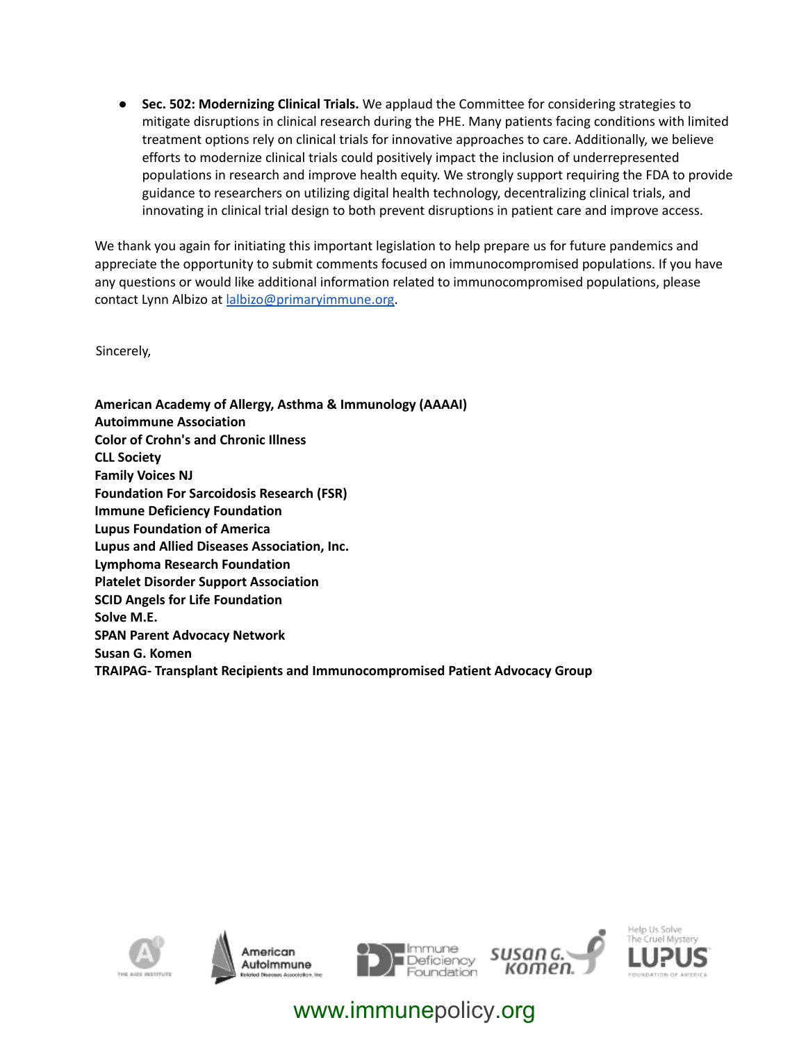- **Sec. 502: Modernizing Clinical Trials.** We applaud the Committee for considering strategies to mitigate disruptions in clinical research during the PHE. Many patients facing conditions with limited treatment options rely on clinical trials for innovative approaches to care. Additionally, we believe efforts to modernize clinical trials could positively impact the inclusion of underrepresented populations in research and improve health equity. We strongly support requiring the FDA to provide guidance to researchers on utilizing digital health technology, decentralizing clinical trials, and innovating in clinical trial design to both prevent disruptions in patient care and improve access.

We thank you again for initiating this important legislation to help prepare us for future pandemics and appreciate the opportunity to submit comments focused on immunocompromised populations. If you have any questions or would like additional information related to immunocompromised populations, please contact Lynn Albizo at lalbizo@primaryimmune.org.

Sincerely,

**American Academy of Allergy, Asthma & Immunology (AAAAI)**
**Autoimmune Association**
**Color of Crohn's and Chronic Illness**
**CLL Society**
**Family Voices NJ**
**Foundation For Sarcoidosis Research (FSR)**
**Immune Deficiency Foundation**
**Lupus Foundation of America**
**Lupus and Allied Diseases Association, Inc.**
**Lymphoma Research Foundation**
**Platelet Disorder Support Association**
**SCID Angels for Life Foundation**
**Solve M.E.**
**SPAN Parent Advocacy Network**
**Susan G. Komen**
**TRAIPAG- Transplant Recipients and Immunocompromised Patient Advocacy Group**

www.immunepolicy.org